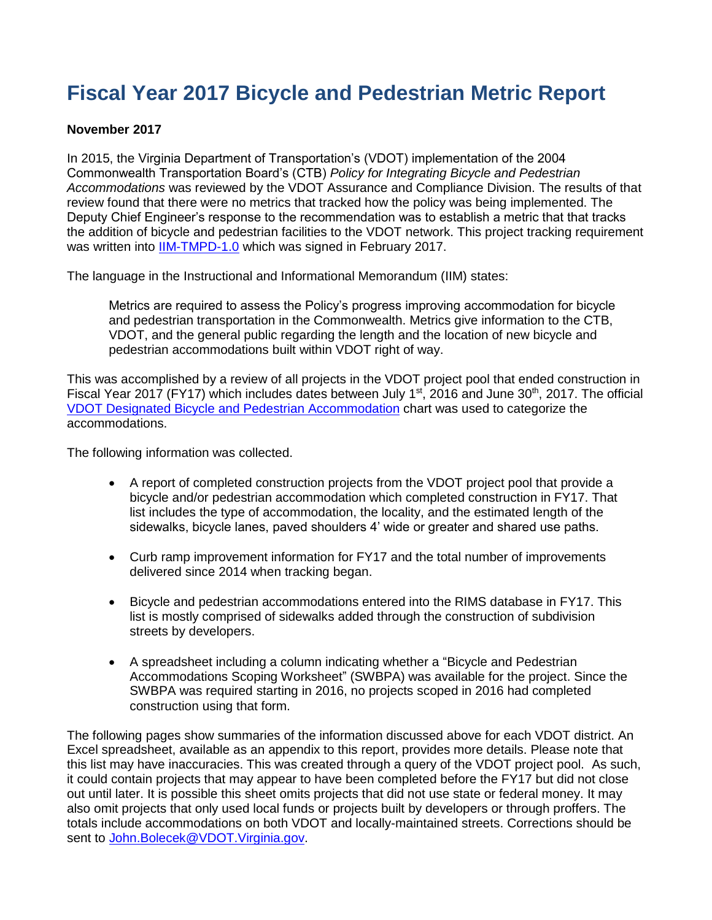# Fiscal Year 2017 Bicycle and Pedestrian Metric Report

**November 2017**

In 2015, the Virginia Department of Transportation's (VDOT) implementation of the 2004 Commonwealth Transportation Board's (CTB) *Policy for Integrating Bicycle and Pedestrian Accommodations* was reviewed by the VDOT Assurance and Compliance Division. The results of that review found that there were no metrics that tracked how the policy was being implemented. The Deputy Chief Engineer's response to the recommendation was to establish a metric that that tracks the addition of bicycle and pedestrian facilities to the VDOT network. This project tracking requirement was written into IIM-TMPD-1.0 which was signed in February 2017.

The language in the Instructional and Informational Memorandum (IIM) states:

> Metrics are required to assess the Policy's progress improving accommodation for bicycle and pedestrian transportation in the Commonwealth. Metrics give information to the CTB, VDOT, and the general public regarding the length and the location of new bicycle and pedestrian accommodations built within VDOT right of way.

This was accomplished by a review of all projects in the VDOT project pool that ended construction in Fiscal Year 2017 (FY17) which includes dates between July 1st, 2016 and June 30th, 2017. The official VDOT Designated Bicycle and Pedestrian Accommodation chart was used to categorize the accommodations.

The following information was collected.

- A report of completed construction projects from the VDOT project pool that provide a bicycle and/or pedestrian accommodation which completed construction in FY17. That list includes the type of accommodation, the locality, and the estimated length of the sidewalks, bicycle lanes, paved shoulders 4' wide or greater and shared use paths.

- Curb ramp improvement information for FY17 and the total number of improvements delivered since 2014 when tracking began.

- Bicycle and pedestrian accommodations entered into the RIMS database in FY17. This list is mostly comprised of sidewalks added through the construction of subdivision streets by developers.

- A spreadsheet including a column indicating whether a "Bicycle and Pedestrian Accommodations Scoping Worksheet" (SWBPA) was available for the project. Since the SWBPA was required starting in 2016, no projects scoped in 2016 had completed construction using that form.

The following pages show summaries of the information discussed above for each VDOT district. An Excel spreadsheet, available as an appendix to this report, provides more details. Please note that this list may have inaccuracies. This was created through a query of the VDOT project pool. As such, it could contain projects that may appear to have been completed before the FY17 but did not close out until later. It is possible this sheet omits projects that did not use state or federal money. It may also omit projects that only used local funds or projects built by developers or through proffers. The totals include accommodations on both VDOT and locally-maintained streets. Corrections should be sent to John.Bolecek@VDOT.Virginia.gov.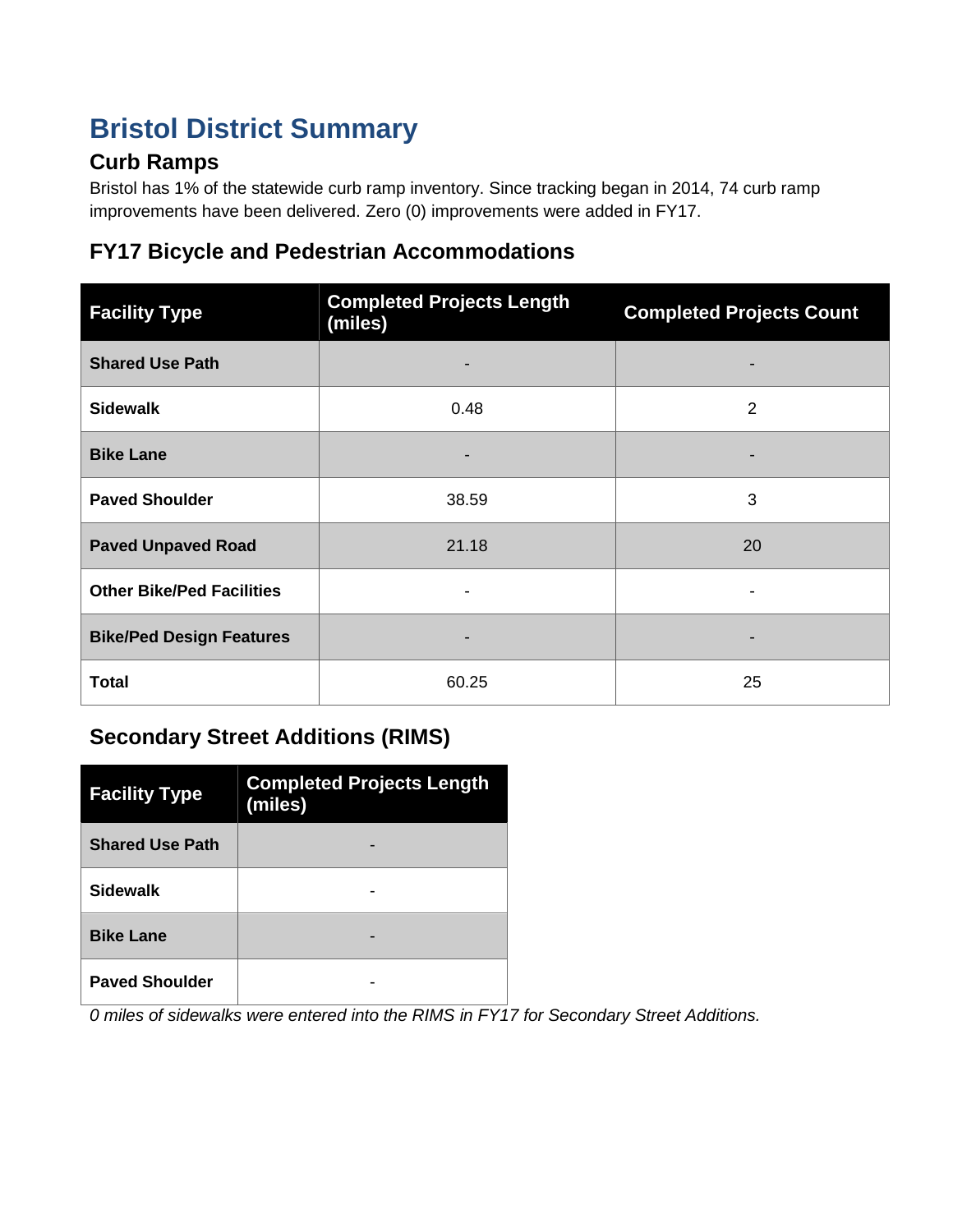# Bristol District Summary

## Curb Ramps

Bristol has 1% of the statewide curb ramp inventory. Since tracking began in 2014, 74 curb ramp improvements have been delivered. Zero (0) improvements were added in FY17.

### FY17 Bicycle and Pedestrian Accommodations

| Facility Type | Completed Projects Length (miles) | Completed Projects Count |
|---|---|---|
| **Shared Use Path** | - | - |
| **Sidewalk** | 0.48 | 2 |
| **Bike Lane** | - | - |
| **Paved Shoulder** | 38.59 | 3 |
| **Paved Unpaved Road** | 21.18 | 20 |
| **Other Bike/Ped Facilities** | - | - |
| **Bike/Ped Design Features** | - | - |
| **Total** | 60.25 | 25 |

### Secondary Street Additions (RIMS)

| Facility Type | Completed Projects Length (miles) |
|---|---|
| **Shared Use Path** | - |
| **Sidewalk** | - |
| **Bike Lane** | - |
| **Paved Shoulder** | - |

*0 miles of sidewalks were entered into the RIMS in FY17 for Secondary Street Additions.*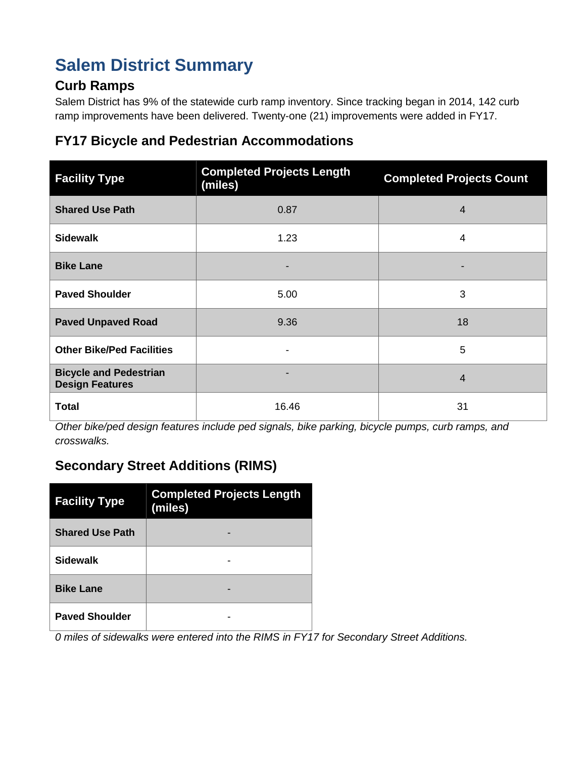# Salem District Summary

## Curb Ramps

Salem District has 9% of the statewide curb ramp inventory. Since tracking began in 2014, 142 curb ramp improvements have been delivered. Twenty-one (21) improvements were added in FY17.

### FY17 Bicycle and Pedestrian Accommodations

| Facility Type | Completed Projects Length (miles) | Completed Projects Count |
|---|---|---|
| **Shared Use Path** | 0.87 | 4 |
| **Sidewalk** | 1.23 | 4 |
| **Bike Lane** | - | - |
| **Paved Shoulder** | 5.00 | 3 |
| **Paved Unpaved Road** | 9.36 | 18 |
| **Other Bike/Ped Facilities** | - | 5 |
| **Bicycle and Pedestrian Design Features** | - | 4 |
| **Total** | 16.46 | 31 |

*Other bike/ped design features include ped signals, bike parking, bicycle pumps, curb ramps, and crosswalks.*

### Secondary Street Additions (RIMS)

| Facility Type | Completed Projects Length (miles) |
|---|---|
| **Shared Use Path** | - |
| **Sidewalk** | - |
| **Bike Lane** | - |
| **Paved Shoulder** | - |

*0 miles of sidewalks were entered into the RIMS in FY17 for Secondary Street Additions.*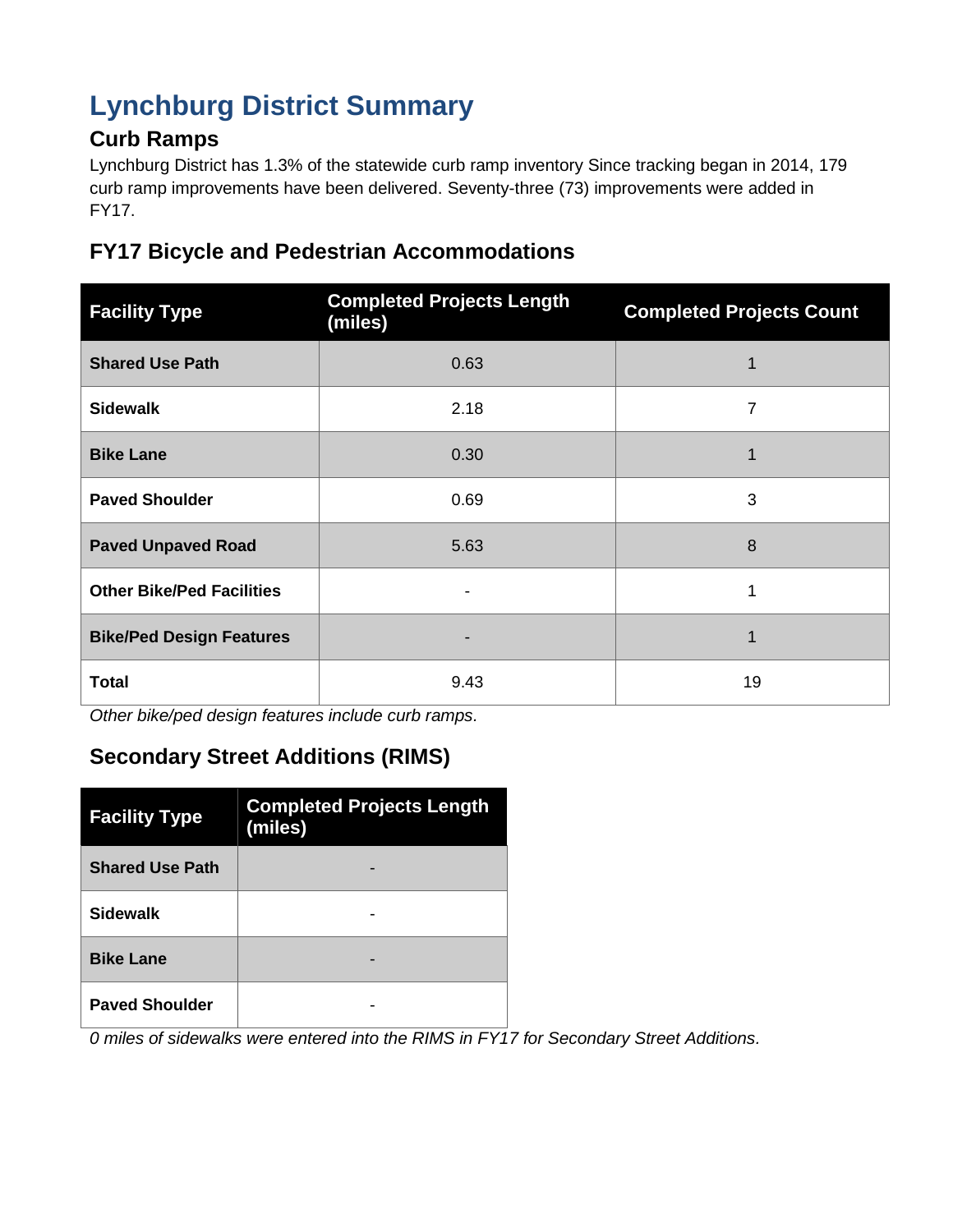# Lynchburg District Summary

## Curb Ramps

Lynchburg District has 1.3% of the statewide curb ramp inventory Since tracking began in 2014, 179 curb ramp improvements have been delivered. Seventy-three (73) improvements were added in FY17.

### FY17 Bicycle and Pedestrian Accommodations

| Facility Type | Completed Projects Length (miles) | Completed Projects Count |
|---|---|---|
| **Shared Use Path** | 0.63 | 1 |
| **Sidewalk** | 2.18 | 7 |
| **Bike Lane** | 0.30 | 1 |
| **Paved Shoulder** | 0.69 | 3 |
| **Paved Unpaved Road** | 5.63 | 8 |
| **Other Bike/Ped Facilities** | - | 1 |
| **Bike/Ped Design Features** | - | 1 |
| **Total** | 9.43 | 19 |

*Other bike/ped design features include curb ramps.*

### Secondary Street Additions (RIMS)

| Facility Type | Completed Projects Length (miles) |
|---|---|
| **Shared Use Path** | - |
| **Sidewalk** | - |
| **Bike Lane** | - |
| **Paved Shoulder** | - |

*0 miles of sidewalks were entered into the RIMS in FY17 for Secondary Street Additions.*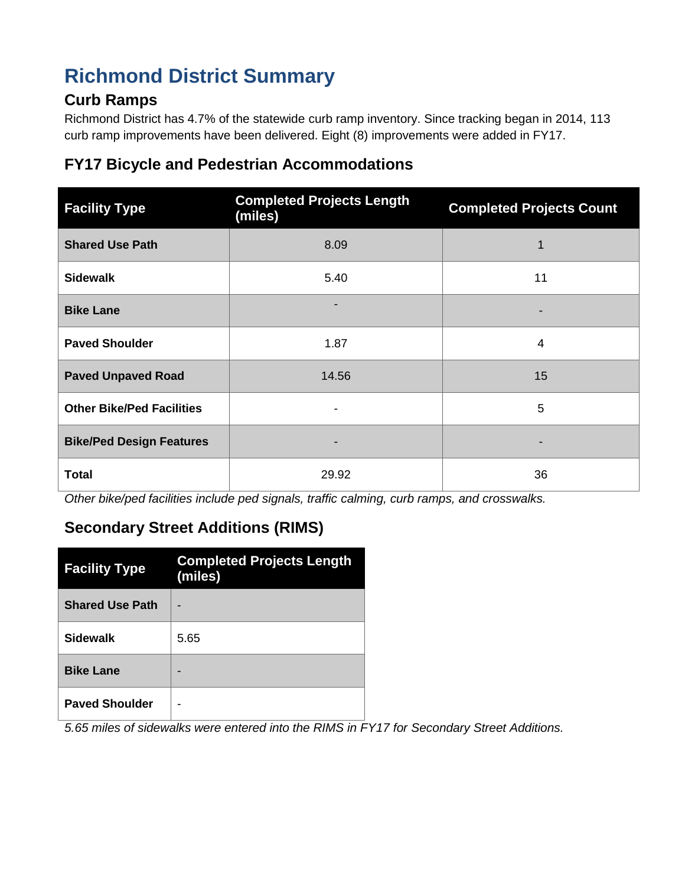# Richmond District Summary

## Curb Ramps

Richmond District has 4.7% of the statewide curb ramp inventory. Since tracking began in 2014, 113 curb ramp improvements have been delivered. Eight (8) improvements were added in FY17.

## FY17 Bicycle and Pedestrian Accommodations

| Facility Type | Completed Projects Length (miles) | Completed Projects Count |
|---|---|---|
| **Shared Use Path** | 8.09 | 1 |
| **Sidewalk** | 5.40 | 11 |
| **Bike Lane** | - | - |
| **Paved Shoulder** | 1.87 | 4 |
| **Paved Unpaved Road** | 14.56 | 15 |
| **Other Bike/Ped Facilities** | - | 5 |
| **Bike/Ped Design Features** | - | - |
| **Total** | 29.92 | 36 |

*Other bike/ped facilities include ped signals, traffic calming, curb ramps, and crosswalks.*

## Secondary Street Additions (RIMS)

| Facility Type | Completed Projects Length (miles) |
|---|---|
| **Shared Use Path** | - |
| **Sidewalk** | 5.65 |
| **Bike Lane** | - |
| **Paved Shoulder** | - |

*5.65 miles of sidewalks were entered into the RIMS in FY17 for Secondary Street Additions.*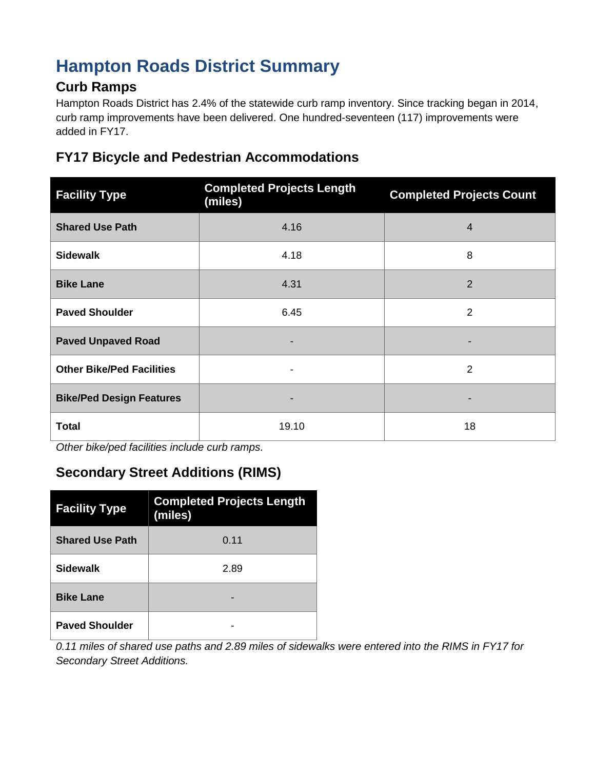# Hampton Roads District Summary

## Curb Ramps

Hampton Roads District has 2.4% of the statewide curb ramp inventory. Since tracking began in 2014, curb ramp improvements have been delivered. One hundred-seventeen (117) improvements were added in FY17.

## FY17 Bicycle and Pedestrian Accommodations

| Facility Type | Completed Projects Length (miles) | Completed Projects Count |
|---|---|---|
| **Shared Use Path** | 4.16 | 4 |
| **Sidewalk** | 4.18 | 8 |
| **Bike Lane** | 4.31 | 2 |
| **Paved Shoulder** | 6.45 | 2 |
| **Paved Unpaved Road** | - | - |
| **Other Bike/Ped Facilities** | - | 2 |
| **Bike/Ped Design Features** | - | - |
| **Total** | 19.10 | 18 |

*Other bike/ped facilities include curb ramps.*

## Secondary Street Additions (RIMS)

| Facility Type | Completed Projects Length (miles) |
|---|---|
| **Shared Use Path** | 0.11 |
| **Sidewalk** | 2.89 |
| **Bike Lane** | - |
| **Paved Shoulder** | - |

*0.11 miles of shared use paths and 2.89 miles of sidewalks were entered into the RIMS in FY17 for Secondary Street Additions.*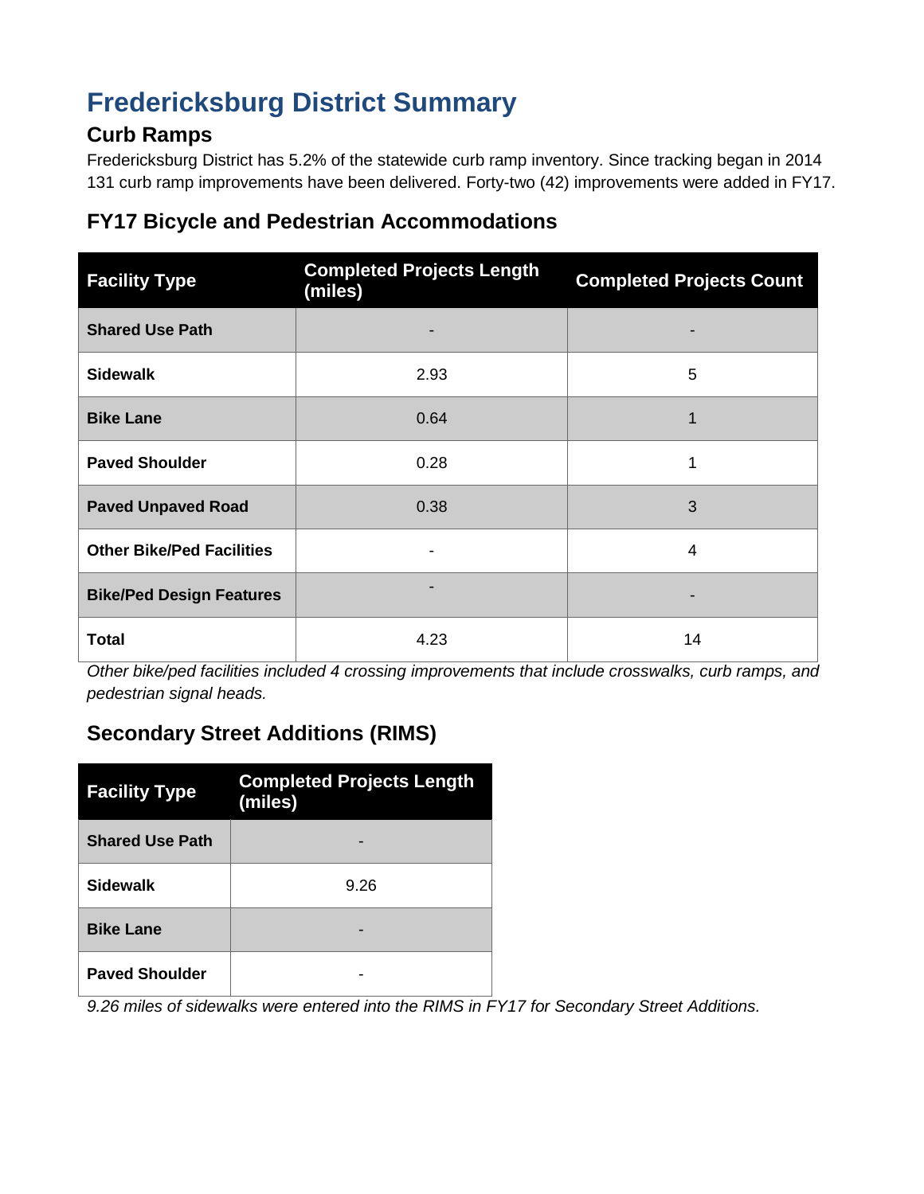# Fredericksburg District Summary

## Curb Ramps

Fredericksburg District has 5.2% of the statewide curb ramp inventory. Since tracking began in 2014 131 curb ramp improvements have been delivered. Forty-two (42) improvements were added in FY17.

### FY17 Bicycle and Pedestrian Accommodations

| Facility Type | Completed Projects Length (miles) | Completed Projects Count |
| --- | --- | --- |
| **Shared Use Path** | - | - |
| **Sidewalk** | 2.93 | 5 |
| **Bike Lane** | 0.64 | 1 |
| **Paved Shoulder** | 0.28 | 1 |
| **Paved Unpaved Road** | 0.38 | 3 |
| **Other Bike/Ped Facilities** | - | 4 |
| **Bike/Ped Design Features** | - | - |
| **Total** | 4.23 | 14 |

*Other bike/ped facilities included 4 crossing improvements that include crosswalks, curb ramps, and pedestrian signal heads.*

### Secondary Street Additions (RIMS)

| Facility Type | Completed Projects Length (miles) |
| --- | --- |
| **Shared Use Path** | - |
| **Sidewalk** | 9.26 |
| **Bike Lane** | - |
| **Paved Shoulder** | - |

*9.26 miles of sidewalks were entered into the RIMS in FY17 for Secondary Street Additions.*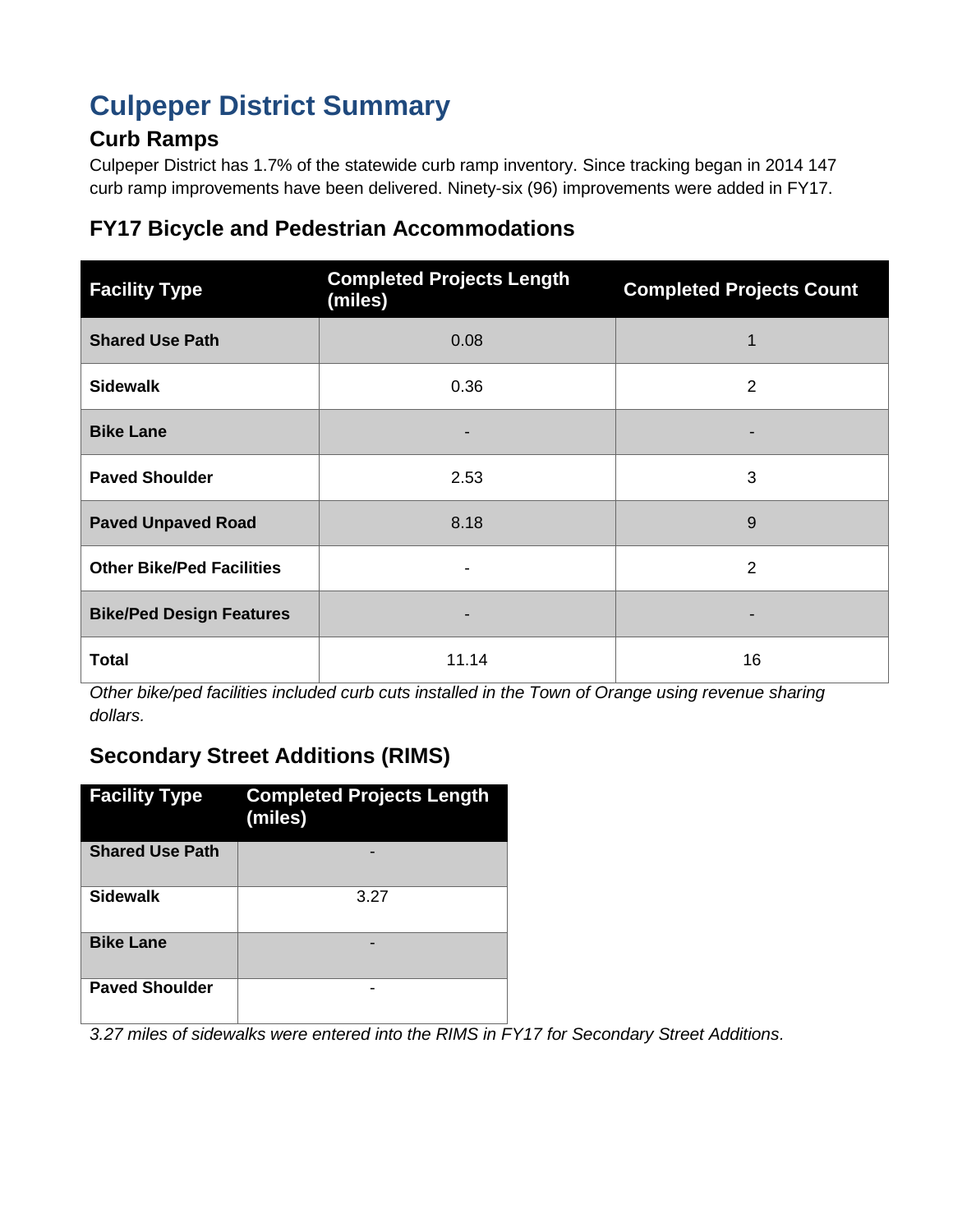# Culpeper District Summary

## Curb Ramps

Culpeper District has 1.7% of the statewide curb ramp inventory. Since tracking began in 2014 147 curb ramp improvements have been delivered. Ninety-six (96) improvements were added in FY17.

## FY17 Bicycle and Pedestrian Accommodations

| Facility Type | Completed Projects Length (miles) | Completed Projects Count |
|---|---|---|
| **Shared Use Path** | 0.08 | 1 |
| **Sidewalk** | 0.36 | 2 |
| **Bike Lane** | - | - |
| **Paved Shoulder** | 2.53 | 3 |
| **Paved Unpaved Road** | 8.18 | 9 |
| **Other Bike/Ped Facilities** | - | 2 |
| **Bike/Ped Design Features** | - | - |
| **Total** | 11.14 | 16 |

*Other bike/ped facilities included curb cuts installed in the Town of Orange using revenue sharing dollars.*

## Secondary Street Additions (RIMS)

| Facility Type | Completed Projects Length (miles) |
|---|---|
| **Shared Use Path** | - |
| **Sidewalk** | 3.27 |
| **Bike Lane** | - |
| **Paved Shoulder** | - |

*3.27 miles of sidewalks were entered into the RIMS in FY17 for Secondary Street Additions.*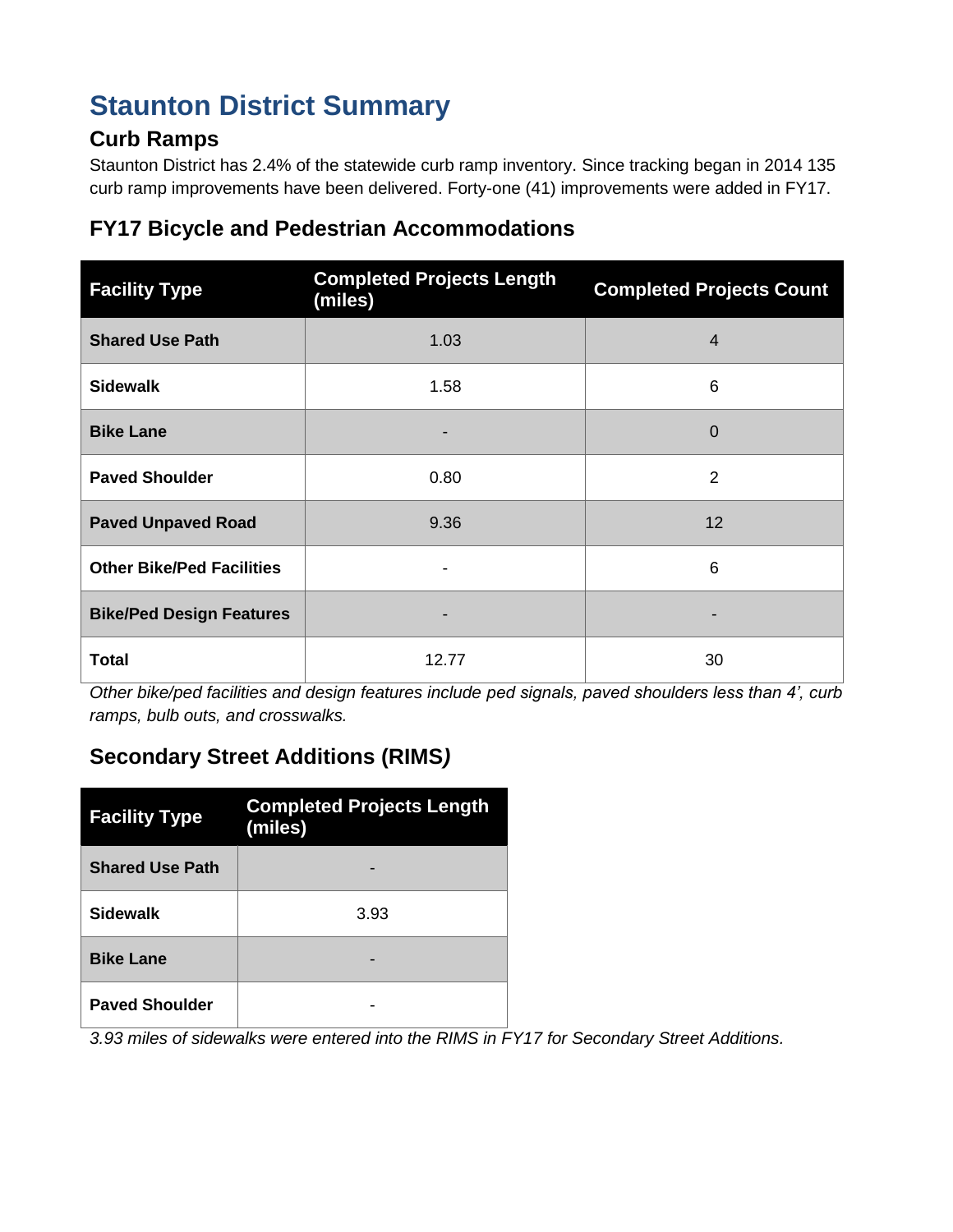# Staunton District Summary

## Curb Ramps

Staunton District has 2.4% of the statewide curb ramp inventory. Since tracking began in 2014 135 curb ramp improvements have been delivered. Forty-one (41) improvements were added in FY17.

### FY17 Bicycle and Pedestrian Accommodations

| Facility Type | Completed Projects Length (miles) | Completed Projects Count |
|---|---|---|
| **Shared Use Path** | 1.03 | 4 |
| **Sidewalk** | 1.58 | 6 |
| **Bike Lane** | - | 0 |
| **Paved Shoulder** | 0.80 | 2 |
| **Paved Unpaved Road** | 9.36 | 12 |
| **Other Bike/Ped Facilities** | - | 6 |
| **Bike/Ped Design Features** | - | - |
| **Total** | 12.77 | 30 |

*Other bike/ped facilities and design features include ped signals, paved shoulders less than 4', curb ramps, bulb outs, and crosswalks.*

### Secondary Street Additions (RIMS*)*

| Facility Type | Completed Projects Length (miles) |
|---|---|
| **Shared Use Path** | - |
| **Sidewalk** | 3.93 |
| **Bike Lane** | - |
| **Paved Shoulder** | - |

*3.93 miles of sidewalks were entered into the RIMS in FY17 for Secondary Street Additions.*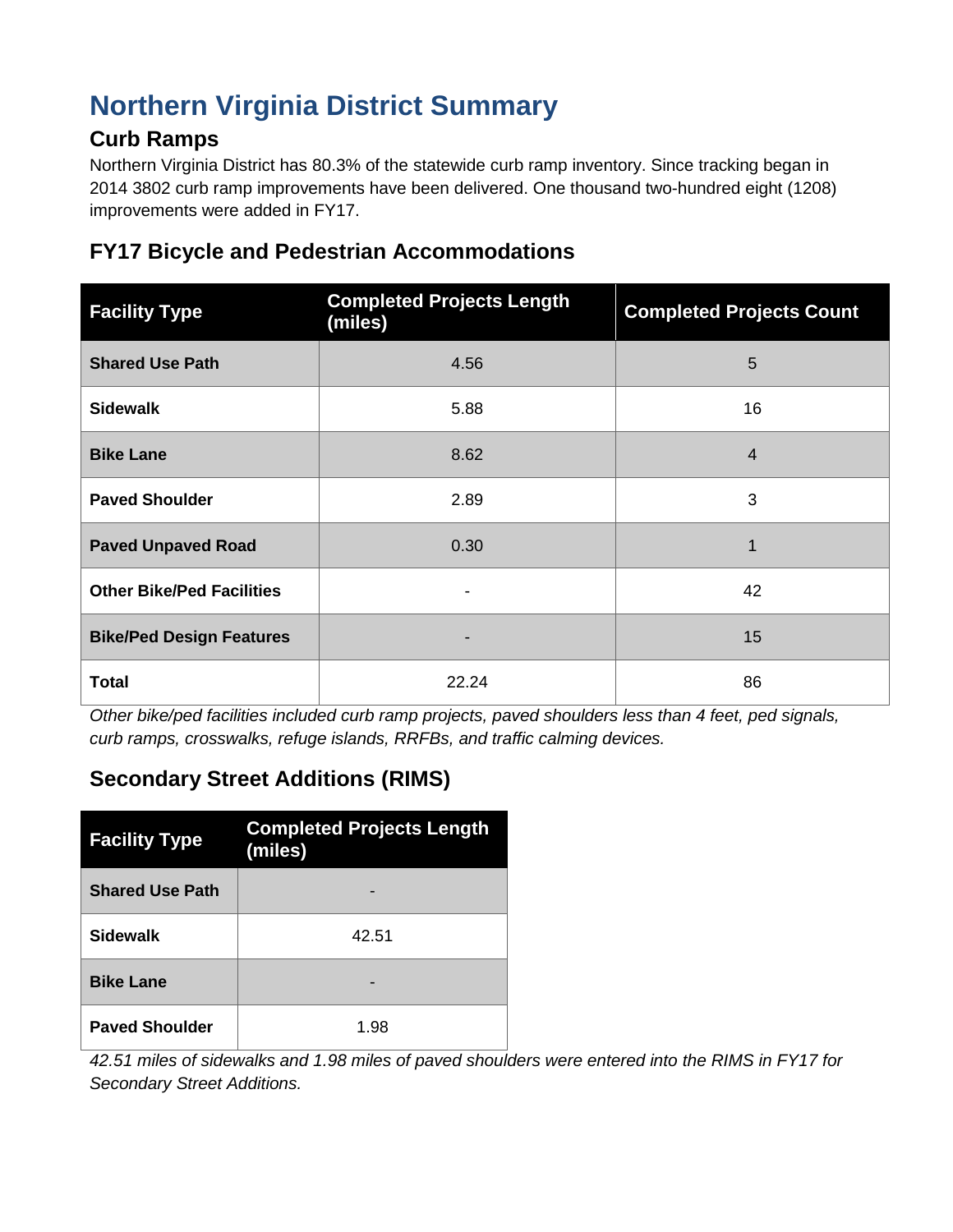# Northern Virginia District Summary

## Curb Ramps

Northern Virginia District has 80.3% of the statewide curb ramp inventory. Since tracking began in 2014 3802 curb ramp improvements have been delivered. One thousand two-hundred eight (1208) improvements were added in FY17.

## FY17 Bicycle and Pedestrian Accommodations

| Facility Type | Completed Projects Length (miles) | Completed Projects Count |
|---|---|---|
| **Shared Use Path** | 4.56 | 5 |
| **Sidewalk** | 5.88 | 16 |
| **Bike Lane** | 8.62 | 4 |
| **Paved Shoulder** | 2.89 | 3 |
| **Paved Unpaved Road** | 0.30 | 1 |
| **Other Bike/Ped Facilities** | - | 42 |
| **Bike/Ped Design Features** | - | 15 |
| **Total** | 22.24 | 86 |

*Other bike/ped facilities included curb ramp projects, paved shoulders less than 4 feet, ped signals, curb ramps, crosswalks, refuge islands, RRFBs, and traffic calming devices.*

## Secondary Street Additions (RIMS)

| Facility Type | Completed Projects Length (miles) |
|---|---|
| **Shared Use Path** | - |
| **Sidewalk** | 42.51 |
| **Bike Lane** | - |
| **Paved Shoulder** | 1.98 |

*42.51 miles of sidewalks and 1.98 miles of paved shoulders were entered into the RIMS in FY17 for Secondary Street Additions.*